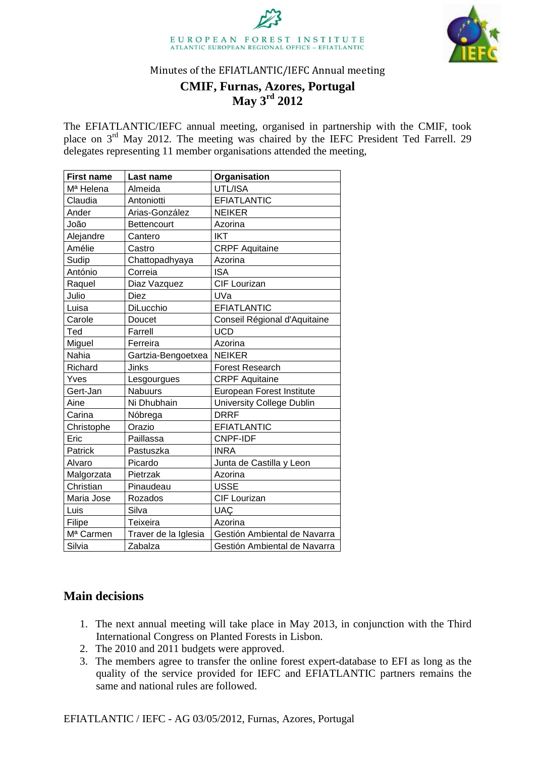EUROPEAN FOREST INSTITUTE
ATLANTIC EUROPEAN REGIONAL OFFICE – EFIATLANTIC

Minutes of the EFIATLANTIC/IEFC Annual meeting

# CMIF, Furnas, Azores, Portugal
# May 3rd 2012

The EFIATLANTIC/IEFC annual meeting, organised in partnership with the CMIF, took place on 3rd May 2012. The meeting was chaired by the IEFC President Ted Farrell. 29 delegates representing 11 member organisations attended the meeting,

| First name | Last name | Organisation |
|---|---|---|
| Mª Helena | Almeida | UTL/ISA |
| Claudia | Antoniotti | EFIATLANTIC |
| Ander | Arias-González | NEIKER |
| João | Bettencourt | Azorina |
| Alejandre | Cantero | IKT |
| Amélie | Castro | CRPF Aquitaine |
| Sudip | Chattopadhyaya | Azorina |
| António | Correia | ISA |
| Raquel | Diaz Vazquez | CIF Lourizan |
| Julio | Diez | UVa |
| Luisa | DiLucchio | EFIATLANTIC |
| Carole | Doucet | Conseil Régional d'Aquitaine |
| Ted | Farrell | UCD |
| Miguel | Ferreira | Azorina |
| Nahia | Gartzia-Bengoetxea | NEIKER |
| Richard | Jinks | Forest Research |
| Yves | Lesgourgues | CRPF Aquitaine |
| Gert-Jan | Nabuurs | European Forest Institute |
| Aine | Ni Dhubhain | University College Dublin |
| Carina | Nóbrega | DRRF |
| Christophe | Orazio | EFIATLANTIC |
| Eric | Paillassa | CNPF-IDF |
| Patrick | Pastuszka | INRA |
| Alvaro | Picardo | Junta de Castilla y Leon |
| Malgorzata | Pietrzak | Azorina |
| Christian | Pinaudeau | USSE |
| Maria Jose | Rozados | CIF Lourizan |
| Luis | Silva | UAÇ |
| Filipe | Teixeira | Azorina |
| Mª Carmen | Traver de la Iglesia | Gestión Ambiental de Navarra |
| Silvia | Zabalza | Gestión Ambiental de Navarra |

## Main decisions

1. The next annual meeting will take place in May 2013, in conjunction with the Third International Congress on Planted Forests in Lisbon.
2. The 2010 and 2011 budgets were approved.
3. The members agree to transfer the online forest expert-database to EFI as long as the quality of the service provided for IEFC and EFIATLANTIC partners remains the same and national rules are followed.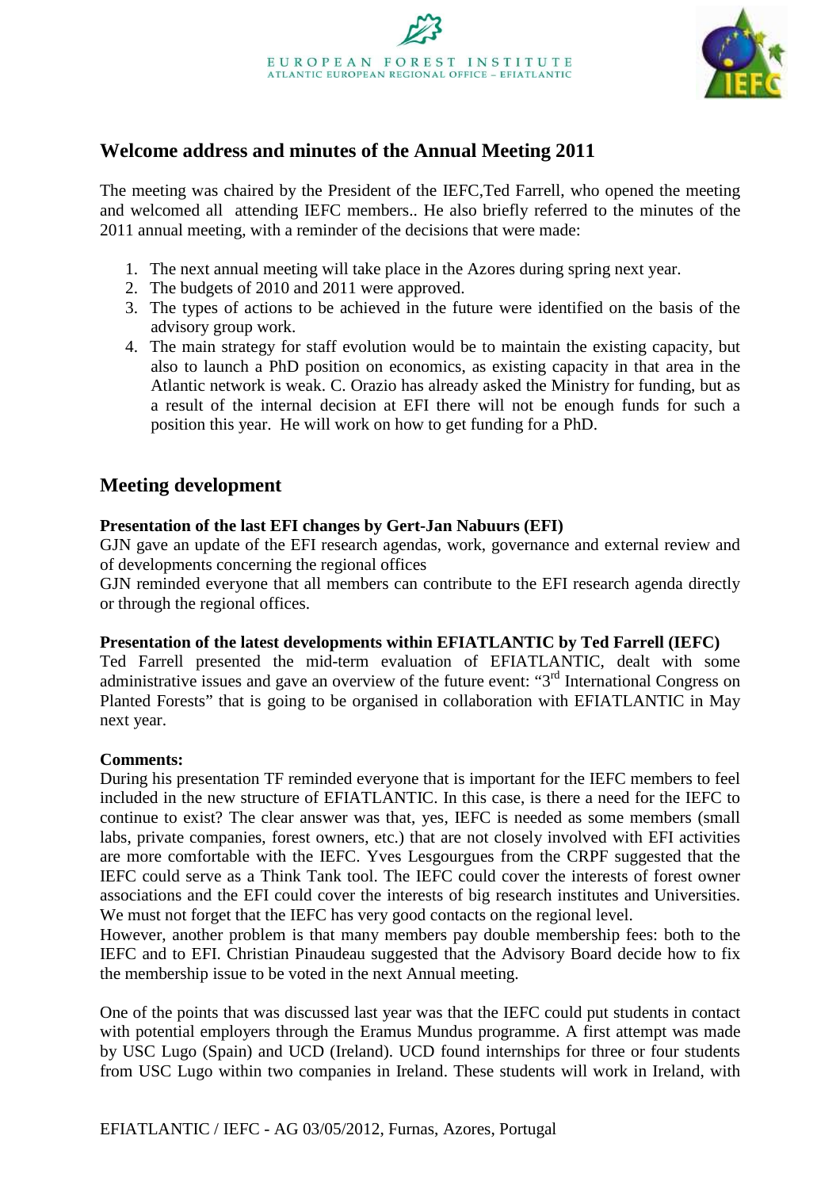## Welcome address and minutes of the Annual Meeting 2011

The meeting was chaired by the President of the IEFC,Ted Farrell, who opened the meeting and welcomed all attending IEFC members.. He also briefly referred to the minutes of the 2011 annual meeting, with a reminder of the decisions that were made:

1. The next annual meeting will take place in the Azores during spring next year.
2. The budgets of 2010 and 2011 were approved.
3. The types of actions to be achieved in the future were identified on the basis of the advisory group work.
4. The main strategy for staff evolution would be to maintain the existing capacity, but also to launch a PhD position on economics, as existing capacity in that area in the Atlantic network is weak. C. Orazio has already asked the Ministry for funding, but as a result of the internal decision at EFI there will not be enough funds for such a position this year. He will work on how to get funding for a PhD.

## Meeting development

**Presentation of the last EFI changes by Gert-Jan Nabuurs (EFI)**
GJN gave an update of the EFI research agendas, work, governance and external review and of developments concerning the regional offices
GJN reminded everyone that all members can contribute to the EFI research agenda directly or through the regional offices.

**Presentation of the latest developments within EFIATLANTIC by Ted Farrell (IEFC)**
Ted Farrell presented the mid-term evaluation of EFIATLANTIC, dealt with some administrative issues and gave an overview of the future event: "3rd International Congress on Planted Forests" that is going to be organised in collaboration with EFIATLANTIC in May next year.

**Comments:**
During his presentation TF reminded everyone that is important for the IEFC members to feel included in the new structure of EFIATLANTIC. In this case, is there a need for the IEFC to continue to exist? The clear answer was that, yes, IEFC is needed as some members (small labs, private companies, forest owners, etc.) that are not closely involved with EFI activities are more comfortable with the IEFC. Yves Lesgourgues from the CRPF suggested that the IEFC could serve as a Think Tank tool. The IEFC could cover the interests of forest owner associations and the EFI could cover the interests of big research institutes and Universities. We must not forget that the IEFC has very good contacts on the regional level.
However, another problem is that many members pay double membership fees: both to the IEFC and to EFI. Christian Pinaudeau suggested that the Advisory Board decide how to fix the membership issue to be voted in the next Annual meeting.

One of the points that was discussed last year was that the IEFC could put students in contact with potential employers through the Eramus Mundus programme. A first attempt was made by USC Lugo (Spain) and UCD (Ireland). UCD found internships for three or four students from USC Lugo within two companies in Ireland. These students will work in Ireland, with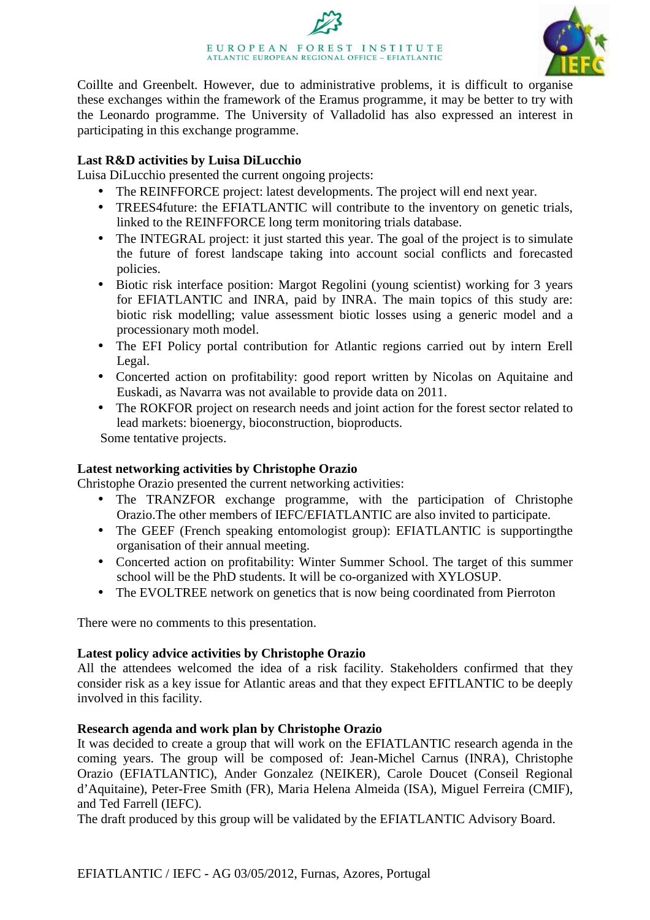Coillte and Greenbelt. However, due to administrative problems, it is difficult to organise these exchanges within the framework of the Eramus programme, it may be better to try with the Leonardo programme. The University of Valladolid has also expressed an interest in participating in this exchange programme.

**Last R&D activities by Luisa DiLucchio**

Luisa DiLucchio presented the current ongoing projects:

- The REINFFORCE project: latest developments. The project will end next year.
- TREES4future: the EFIATLANTIC will contribute to the inventory on genetic trials, linked to the REINFFORCE long term monitoring trials database.
- The INTEGRAL project: it just started this year. The goal of the project is to simulate the future of forest landscape taking into account social conflicts and forecasted policies.
- Biotic risk interface position: Margot Regolini (young scientist) working for 3 years for EFIATLANTIC and INRA, paid by INRA. The main topics of this study are: biotic risk modelling; value assessment biotic losses using a generic model and a processionary moth model.
- The EFI Policy portal contribution for Atlantic regions carried out by intern Erell Legal.
- Concerted action on profitability: good report written by Nicolas on Aquitaine and Euskadi, as Navarra was not available to provide data on 2011.
- The ROKFOR project on research needs and joint action for the forest sector related to lead markets: bioenergy, bioconstruction, bioproducts.

Some tentative projects.

**Latest networking activities by Christophe Orazio**

Christophe Orazio presented the current networking activities:

- The TRANZFOR exchange programme, with the participation of Christophe Orazio.The other members of IEFC/EFIATLANTIC are also invited to participate.
- The GEEF (French speaking entomologist group): EFIATLANTIC is supportingthe organisation of their annual meeting.
- Concerted action on profitability: Winter Summer School. The target of this summer school will be the PhD students. It will be co-organized with XYLOSUP.
- The EVOLTREE network on genetics that is now being coordinated from Pierroton

There were no comments to this presentation.

**Latest policy advice activities by Christophe Orazio**

All the attendees welcomed the idea of a risk facility. Stakeholders confirmed that they consider risk as a key issue for Atlantic areas and that they expect EFITLANTIC to be deeply involved in this facility.

**Research agenda and work plan by Christophe Orazio**

It was decided to create a group that will work on the EFIATLANTIC research agenda in the coming years. The group will be composed of: Jean-Michel Carnus (INRA), Christophe Orazio (EFIATLANTIC), Ander Gonzalez (NEIKER), Carole Doucet (Conseil Regional d'Aquitaine), Peter-Free Smith (FR), Maria Helena Almeida (ISA), Miguel Ferreira (CMIF), and Ted Farrell (IEFC).

The draft produced by this group will be validated by the EFIATLANTIC Advisory Board.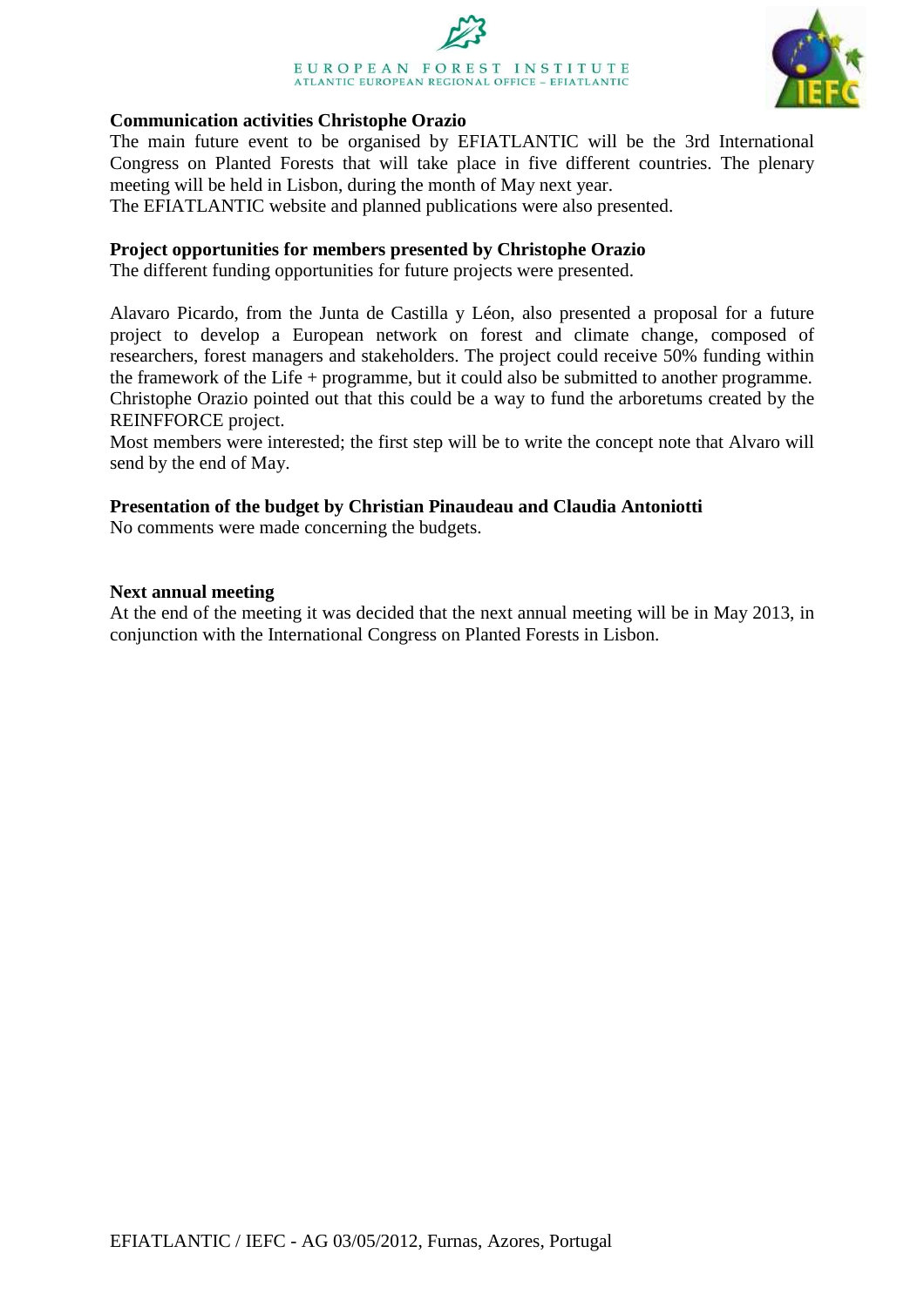**Communication activities Christophe Orazio**

The main future event to be organised by EFIATLANTIC will be the 3rd International Congress on Planted Forests that will take place in five different countries. The plenary meeting will be held in Lisbon, during the month of May next year.
The EFIATLANTIC website and planned publications were also presented.

**Project opportunities for members presented by Christophe Orazio**

The different funding opportunities for future projects were presented.

Alavaro Picardo, from the Junta de Castilla y Léon, also presented a proposal for a future project to develop a European network on forest and climate change, composed of researchers, forest managers and stakeholders. The project could receive 50% funding within the framework of the Life + programme, but it could also be submitted to another programme. Christophe Orazio pointed out that this could be a way to fund the arboretums created by the REINFFORCE project.
Most members were interested; the first step will be to write the concept note that Alvaro will send by the end of May.

**Presentation of the budget by Christian Pinaudeau and Claudia Antoniotti**

No comments were made concerning the budgets.

**Next annual meeting**

At the end of the meeting it was decided that the next annual meeting will be in May 2013, in conjunction with the International Congress on Planted Forests in Lisbon.